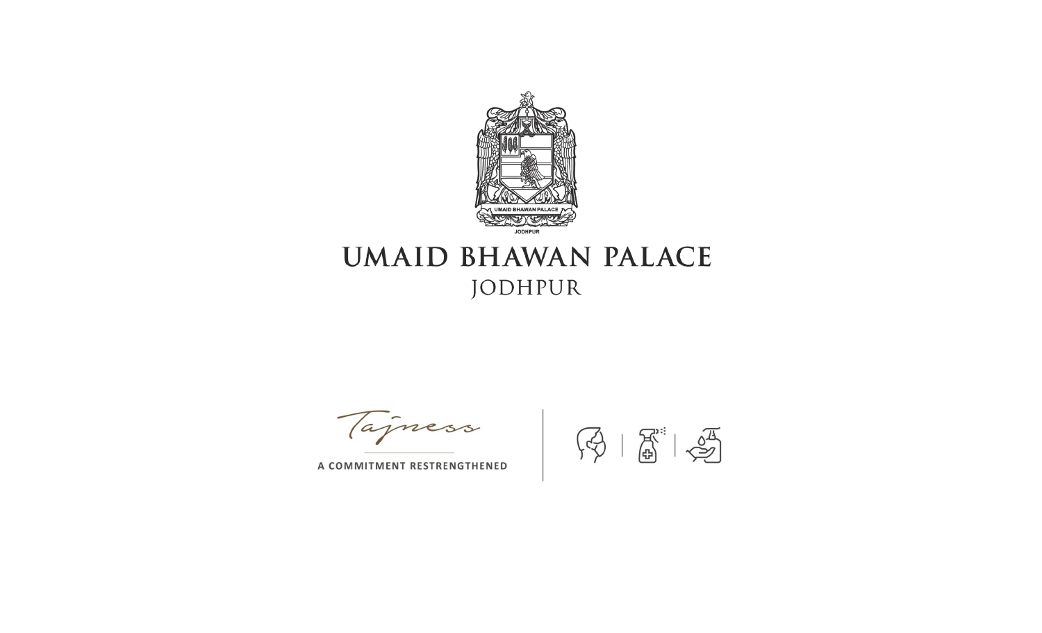# UMAID BHAWAN PALACE

JODHPUR

Tajness

A COMMITMENT RESTRENGTHENED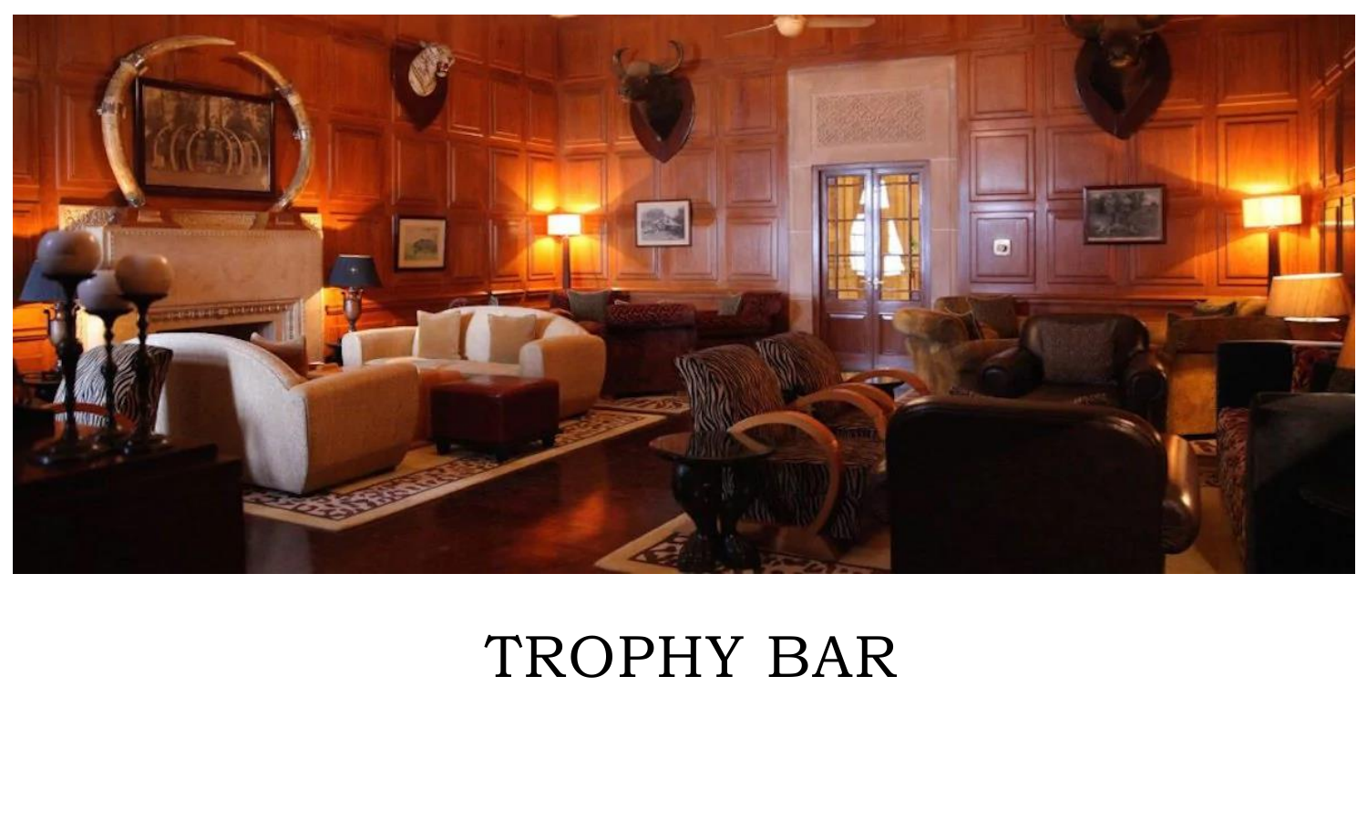# TROPHY BAR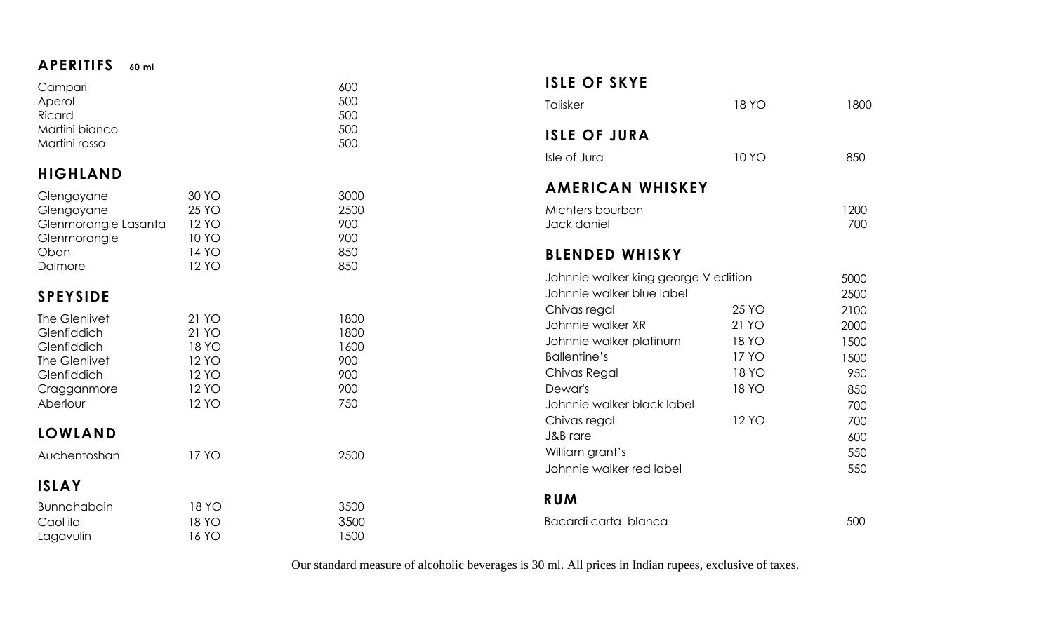## APERITIFS 60 ml

| | |
|---|---|
| Campari | 600 |
| Aperol | 500 |
| Ricard | 500 |
| Martini bianco | 500 |
| Martini rosso | 500 |

## HIGHLAND

| | | |
|---|---|---|
| Glengoyane | 30 YO | 3000 |
| Glengoyane | 25 YO | 2500 |
| Glenmorangie Lasanta | 12 YO | 900 |
| Glenmorangie | 10 YO | 900 |
| Oban | 14 YO | 850 |
| Dalmore | 12 YO | 850 |

## SPEYSIDE

| | | |
|---|---|---|
| The Glenlivet | 21 YO | 1800 |
| Glenfiddich | 21 YO | 1800 |
| Glenfiddich | 18 YO | 1600 |
| The Glenlivet | 12 YO | 900 |
| Glenfiddich | 12 YO | 900 |
| Cragganmore | 12 YO | 900 |
| Aberlour | 12 YO | 750 |

## LOWLAND

| | | |
|---|---|---|
| Auchentoshan | 17 YO | 2500 |

## ISLAY

| | | |
|---|---|---|
| Bunnahabain | 18 YO | 3500 |
| Caol ila | 18 YO | 3500 |
| Lagavulin | 16 YO | 1500 |

## ISLE OF SKYE

| | | |
|---|---|---|
| Talisker | 18 YO | 1800 |

## ISLE OF JURA

| | | |
|---|---|---|
| Isle of Jura | 10 YO | 850 |

## AMERICAN WHISKEY

| | |
|---|---|
| Michters bourbon | 1200 |
| Jack daniel | 700 |

## BLENDED WHISKY

| | | |
|---|---|---|
| Johnnie walker king george V edition | | 5000 |
| Johnnie walker blue label | | 2500 |
| Chivas regal | 25 YO | 2100 |
| Johnnie walker XR | 21 YO | 2000 |
| Johnnie walker platinum | 18 YO | 1500 |
| Ballentine's | 17 YO | 1500 |
| Chivas Regal | 18 YO | 950 |
| Dewar's | 18 YO | 850 |
| Johnnie walker black label | | 700 |
| Chivas regal | 12 YO | 700 |
| J&B rare | | 600 |
| William grant's | | 550 |
| Johnnie walker red label | | 550 |

## RUM

| | |
|---|---|
| Bacardi carta blanca | 500 |

Our standard measure of alcoholic beverages is 30 ml. All prices in Indian rupees, exclusive of taxes.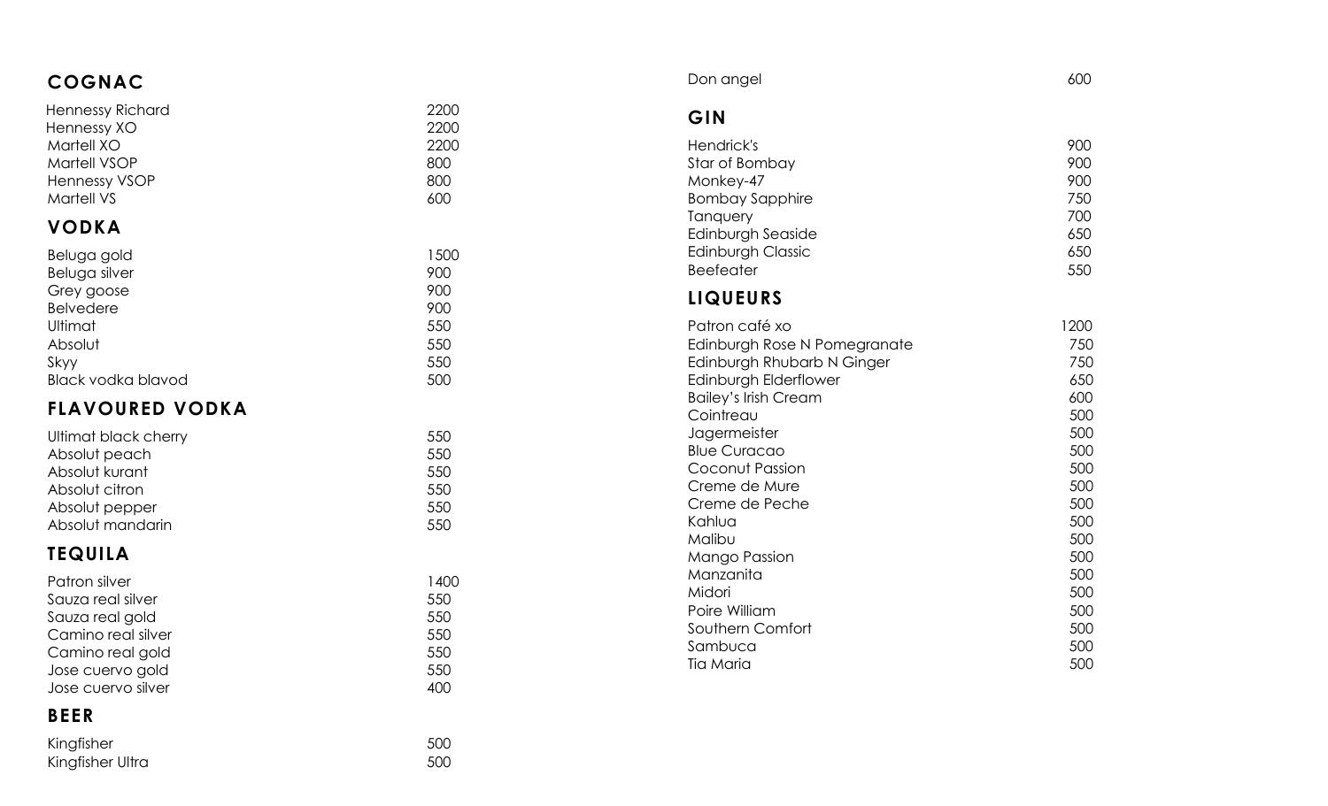## COGNAC

| | |
|---|---|
| Hennessy Richard | 2200 |
| Hennessy XO | 2200 |
| Martell XO | 2200 |
| Martell VSOP | 800 |
| Hennessy VSOP | 800 |
| Martell VS | 600 |

## VODKA

| | |
|---|---|
| Beluga gold | 1500 |
| Beluga silver | 900 |
| Grey goose | 900 |
| Belvedere | 900 |
| Ultimat | 550 |
| Absolut | 550 |
| Skyy | 550 |
| Black vodka blavod | 500 |

## FLAVOURED VODKA

| | |
|---|---|
| Ultimat black cherry | 550 |
| Absolut peach | 550 |
| Absolut kurant | 550 |
| Absolut citron | 550 |
| Absolut pepper | 550 |
| Absolut mandarin | 550 |

## TEQUILA

| | |
|---|---|
| Patron silver | 1400 |
| Sauza real silver | 550 |
| Sauza real gold | 550 |
| Camino real silver | 550 |
| Camino real gold | 550 |
| Jose cuervo gold | 550 |
| Jose cuervo silver | 400 |
| Don angel | 600 |

## BEER

| | |
|---|---|
| Kingfisher | 500 |
| Kingfisher Ultra | 500 |

## GIN

| | |
|---|---|
| Hendrick's | 900 |
| Star of Bombay | 900 |
| Monkey-47 | 900 |
| Bombay Sapphire | 750 |
| Tanquery | 700 |
| Edinburgh Seaside | 650 |
| Edinburgh Classic | 650 |
| Beefeater | 550 |

## LIQUEURS

| | |
|---|---|
| Patron café xo | 1200 |
| Edinburgh Rose N Pomegranate | 750 |
| Edinburgh Rhubarb N Ginger | 750 |
| Edinburgh Elderflower | 650 |
| Bailey's Irish Cream | 600 |
| Cointreau | 500 |
| Jagermeister | 500 |
| Blue Curacao | 500 |
| Coconut Passion | 500 |
| Creme de Mure | 500 |
| Creme de Peche | 500 |
| Kahlua | 500 |
| Malibu | 500 |
| Mango Passion | 500 |
| Manzanita | 500 |
| Midori | 500 |
| Poire William | 500 |
| Southern Comfort | 500 |
| Sambuca | 500 |
| Tia Maria | 500 |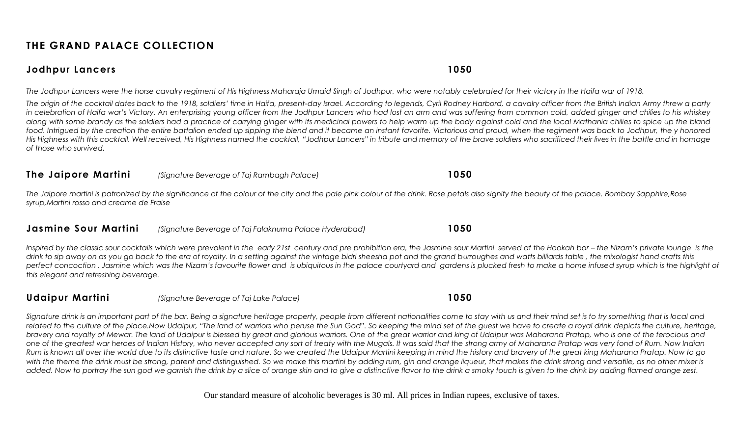## THE GRAND PALACE COLLECTION

### Jodhpur Lancers 1050

*The Jodhpur Lancers were the horse cavalry regiment of His Highness Maharaja Umaid Singh of Jodhpur, who were notably celebrated for their victory in the Haifa war of 1918.*

*The origin of the cocktail dates back to the 1918, soldiers' time in Haifa, present-day Israel. According to legends, Cyril Rodney Harbord, a cavalry officer from the British Indian Army threw a party in celebration of Haifa war's Victory. An enterprising young officer from the Jodhpur Lancers who had lost an arm and was suffering from common cold, added ginger and chilies to his whiskey along with some brandy as the soldiers had a practice of carrying ginger with its medicinal powers to help warm up the body against cold and the local Mathania chilies to spice up the bland food. Intrigued by the creation the entire battalion ended up sipping the blend and it became an instant favorite. Victorious and proud, when the regiment was back to Jodhpur, the y honored His Highness with this cocktail. Well received, His Highness named the cocktail, "Jodhpur Lancers" in tribute and memory of the brave soldiers who sacrificed their lives in the battle and in homage of those who survived.*

### The Jaipore Martini *(Signature Beverage of Taj Rambagh Palace)* 1050

*The Jaipore martini is patronized by the significance of the colour of the city and the pale pink colour of the drink. Rose petals also signify the beauty of the palace. Bombay Sapphire,Rose syrup,Martini rosso and creame de Fraise*

### Jasmine Sour Martini *(Signature Beverage of Taj Falaknuma Palace Hyderabad)* 1050

*Inspired by the classic sour cocktails which were prevalent in the early 21st century and pre prohibition era, the Jasmine sour Martini served at the Hookah bar – the Nizam's private lounge is the drink to sip away on as you go back to the era of royalty. In a setting against the vintage bidri sheesha pot and the grand burroughes and watts billiards table , the mixologist hand crafts this perfect concoction . Jasmine which was the Nizam's favourite flower and is ubiquitous in the palace courtyard and gardens is plucked fresh to make a home infused syrup which is the highlight of this elegant and refreshing beverage.*

### Udaipur Martini *(Signature Beverage of Taj Lake Palace)* 1050

*Signature drink is an important part of the bar. Being a signature heritage property, people from different nationalities come to stay with us and their mind set is to try something that is local and related to the culture of the place.Now Udaipur, "The land of warriors who peruse the Sun God". So keeping the mind set of the guest we have to create a royal drink depicts the culture, heritage, bravery and royalty of Mewar. The land of Udaipur is blessed by great and glorious warriors. One of the great warrior and king of Udaipur was Maharana Pratap, who is one of the ferocious and one of the greatest war heroes of Indian History, who never accepted any sort of treaty with the Mugals. It was said that the strong army of Maharana Pratap was very fond of Rum. Now Indian Rum is known all over the world due to its distinctive taste and nature. So we created the Udaipur Martini keeping in mind the history and bravery of the great king Maharana Pratap. Now to go with the theme the drink must be strong, patent and distinguished. So we make this martini by adding rum, gin and orange liqueur, that makes the drink strong and versatile, as no other mixer is added. Now to portray the sun god we garnish the drink by a slice of orange skin and to give a distinctive flavor to the drink a smoky touch is given to the drink by adding flamed orange zest.*

Our standard measure of alcoholic beverages is 30 ml. All prices in Indian rupees, exclusive of taxes.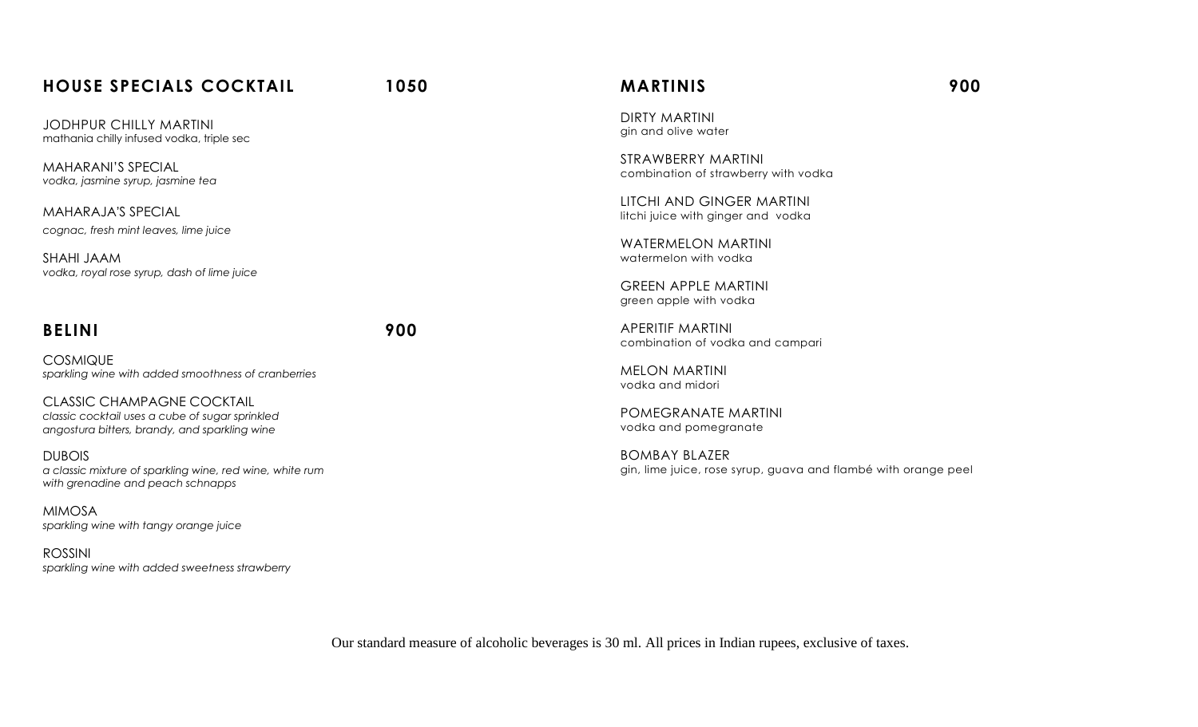## HOUSE SPECIALS COCKTAIL 1050

JODHPUR CHILLY MARTINI
mathania chilly infused vodka, triple sec

MAHARANI'S SPECIAL
*vodka, jasmine syrup, jasmine tea*

MAHARAJA'S SPECIAL
*cognac, fresh mint leaves, lime juice*

SHAHI JAAM
*vodka, royal rose syrup, dash of lime juice*

## BELINI 900

COSMIQUE
*sparkling wine with added smoothness of cranberries*

CLASSIC CHAMPAGNE COCKTAIL
*classic cocktail uses a cube of sugar sprinkled angostura bitters, brandy, and sparkling wine*

DUBOIS
*a classic mixture of sparkling wine, red wine, white rum with grenadine and peach schnapps*

MIMOSA
*sparkling wine with tangy orange juice*

ROSSINI
*sparkling wine with added sweetness strawberry*

## MARTINIS 900

DIRTY MARTINI
gin and olive water

STRAWBERRY MARTINI
combination of strawberry with vodka

LITCHI AND GINGER MARTINI
litchi juice with ginger and vodka

WATERMELON MARTINI
watermelon with vodka

GREEN APPLE MARTINI
green apple with vodka

APERITIF MARTINI
combination of vodka and campari

MELON MARTINI
vodka and midori

POMEGRANATE MARTINI
vodka and pomegranate

BOMBAY BLAZER
gin, lime juice, rose syrup, guava and flambé with orange peel

Our standard measure of alcoholic beverages is 30 ml. All prices in Indian rupees, exclusive of taxes.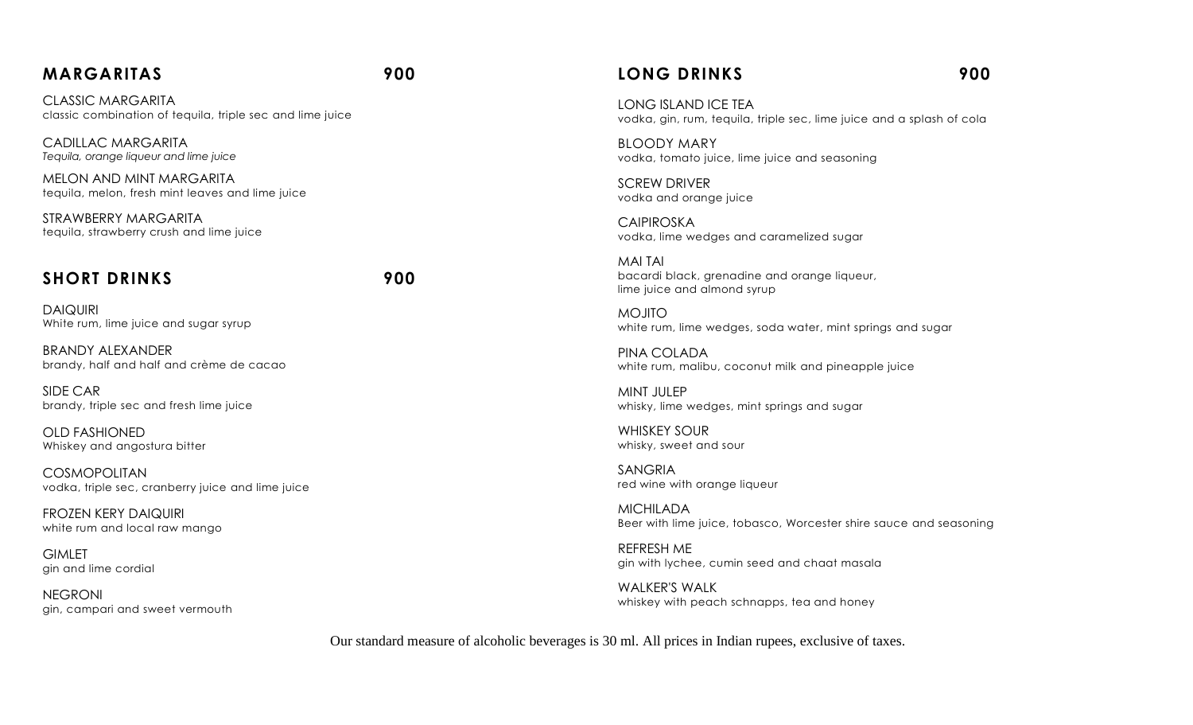## MARGARITAS 900

CLASSIC MARGARITA
classic combination of tequila, triple sec and lime juice

CADILLAC MARGARITA
*Tequila, orange liqueur and lime juice*

MELON AND MINT MARGARITA
tequila, melon, fresh mint leaves and lime juice

STRAWBERRY MARGARITA
tequila, strawberry crush and lime juice

## SHORT DRINKS 900

DAIQUIRI
White rum, lime juice and sugar syrup

BRANDY ALEXANDER
brandy, half and half and crème de cacao

SIDE CAR
brandy, triple sec and fresh lime juice

OLD FASHIONED
Whiskey and angostura bitter

COSMOPOLITAN
vodka, triple sec, cranberry juice and lime juice

FROZEN KERY DAIQUIRI
white rum and local raw mango

GIMLET
gin and lime cordial

NEGRONI
gin, campari and sweet vermouth

## LONG DRINKS 900

LONG ISLAND ICE TEA
vodka, gin, rum, tequila, triple sec, lime juice and a splash of cola

BLOODY MARY
vodka, tomato juice, lime juice and seasoning

SCREW DRIVER
vodka and orange juice

CAIPIROSKA
vodka, lime wedges and caramelized sugar

MAI TAI
bacardi black, grenadine and orange liqueur,
lime juice and almond syrup

MOJITO
white rum, lime wedges, soda water, mint springs and sugar

PINA COLADA
white rum, malibu, coconut milk and pineapple juice

MINT JULEP
whisky, lime wedges, mint springs and sugar

WHISKEY SOUR
whisky, sweet and sour

SANGRIA
red wine with orange liqueur

MICHILADA
Beer with lime juice, tobasco, Worcester shire sauce and seasoning

REFRESH ME
gin with lychee, cumin seed and chaat masala

WALKER'S WALK
whiskey with peach schnapps, tea and honey

Our standard measure of alcoholic beverages is 30 ml. All prices in Indian rupees, exclusive of taxes.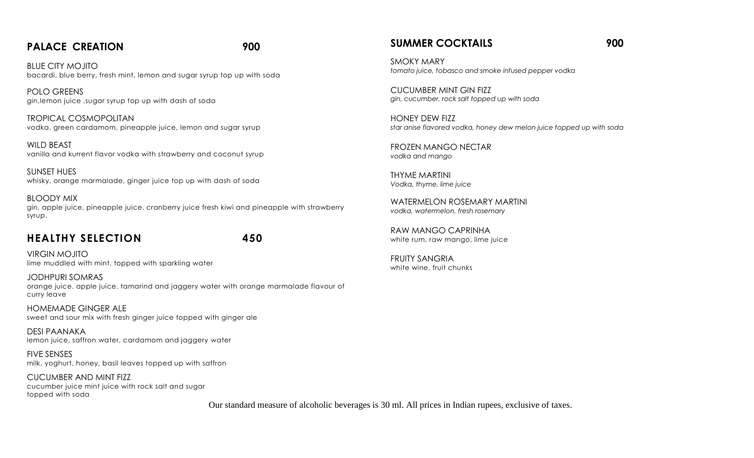## PALACE CREATION 900

BLUE CITY MOJITO
bacardi, blue berry, fresh mint, lemon and sugar syrup top up with soda

POLO GREENS
gin,lemon juice ,sugar syrup top up with dash of soda

TROPICAL COSMOPOLITAN
vodka, green cardamom, pineapple juice, lemon and sugar syrup

WILD BEAST
vanilla and kurrent flavor vodka with strawberry and coconut syrup

SUNSET HUES
whisky, orange marmalade, ginger juice top up with dash of soda

BLOODY MIX
gin, apple juice, pineapple juice, cranberry juice fresh kiwi and pineapple with strawberry syrup.

## HEALTHY SELECTION 450

VIRGIN MOJITO
lime muddled with mint, topped with sparkling water

JODHPURI SOMRAS
orange juice. apple juice. tamarind and jaggery water with orange marmalade flavour of curry leave

HOMEMADE GINGER ALE
sweet and sour mix with fresh ginger juice topped with ginger ale

DESI PAANAKA
lemon juice, saffron water, cardamom and jaggery water

FIVE SENSES
milk, yoghurt, honey, basil leaves topped up with saffron

CUCUMBER AND MINT FIZZ
cucumber juice mint juice with rock salt and sugar
topped with soda

## SUMMER COCKTAILS 900

SMOKY MARY
*tomato juice, tobasco and smoke infused pepper vodka*

CUCUMBER MINT GIN FIZZ
*gin, cucumber, rock salt topped up with soda*

HONEY DEW FIZZ
*star anise flavored vodka, honey dew melon juice topped up with soda*

FROZEN MANGO NECTAR
*vodka and mango*

THYME MARTINI
*Vodka, thyme, lime juice*

WATERMELON ROSEMARY MARTINI
*vodka, watermelon, fresh rosemary*

RAW MANGO CAPRINHA
white rum, raw mango, lime juice

FRUITY SANGRIA
white wine, fruit chunks

Our standard measure of alcoholic beverages is 30 ml. All prices in Indian rupees, exclusive of taxes.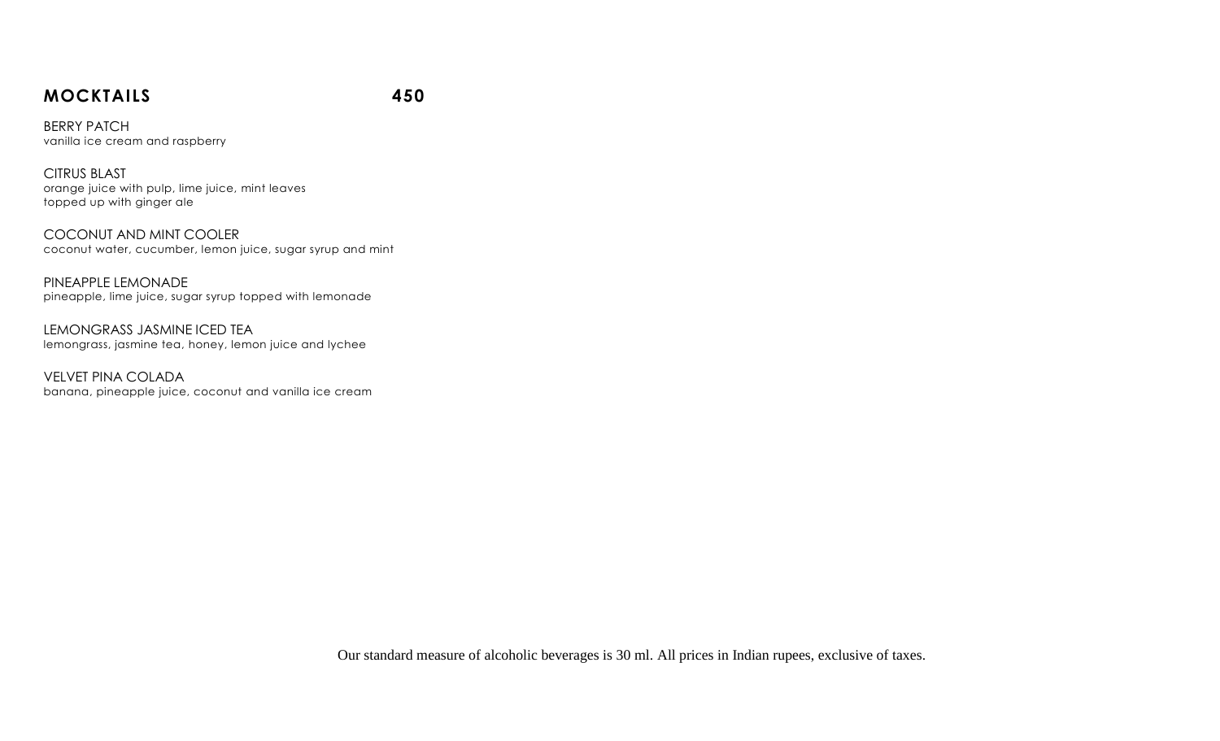## MOCKTAILS 450

BERRY PATCH
vanilla ice cream and raspberry

CITRUS BLAST
orange juice with pulp, lime juice, mint leaves
topped up with ginger ale

COCONUT AND MINT COOLER
coconut water, cucumber, lemon juice, sugar syrup and mint

PINEAPPLE LEMONADE
pineapple, lime juice, sugar syrup topped with lemonade

LEMONGRASS JASMINE ICED TEA
lemongrass, jasmine tea, honey, lemon juice and lychee

VELVET PINA COLADA
banana, pineapple juice, coconut and vanilla ice cream

Our standard measure of alcoholic beverages is 30 ml. All prices in Indian rupees, exclusive of taxes.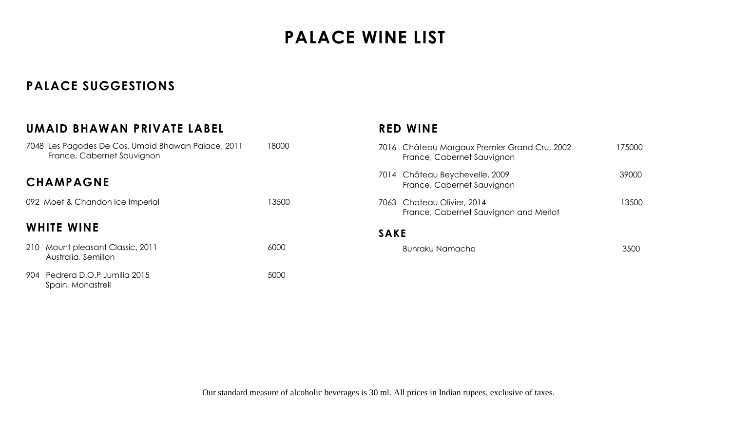# PALACE WINE LIST

## PALACE SUGGESTIONS

### UMAID BHAWAN PRIVATE LABEL

7048 Les Pagodes De Cos, Umaid Bhawan Palace, 2011 — 18000
France, Cabernet Sauvignon

### CHAMPAGNE

092 Moet & Chandon Ice Imperial — 13500

### WHITE WINE

210 Mount pleasant Classic, 2011 — 6000
Australia, Semillon

904 Pedrera D.O.P Jumilla 2015 — 5000
Spain, Monastrell

### RED WINE

7016 Château Margaux Premier Grand Cru, 2002 — 175000
France, Cabernet Sauvignon

7014 Château Beychevelle, 2009 — 39000
France, Cabernet Sauvignon

7063 Chateau Olivier, 2014 — 13500
France, Cabernet Sauvignon and Merlot

### SAKE

Bunraku Namacho — 3500

Our standard measure of alcoholic beverages is 30 ml. All prices in Indian rupees, exclusive of taxes.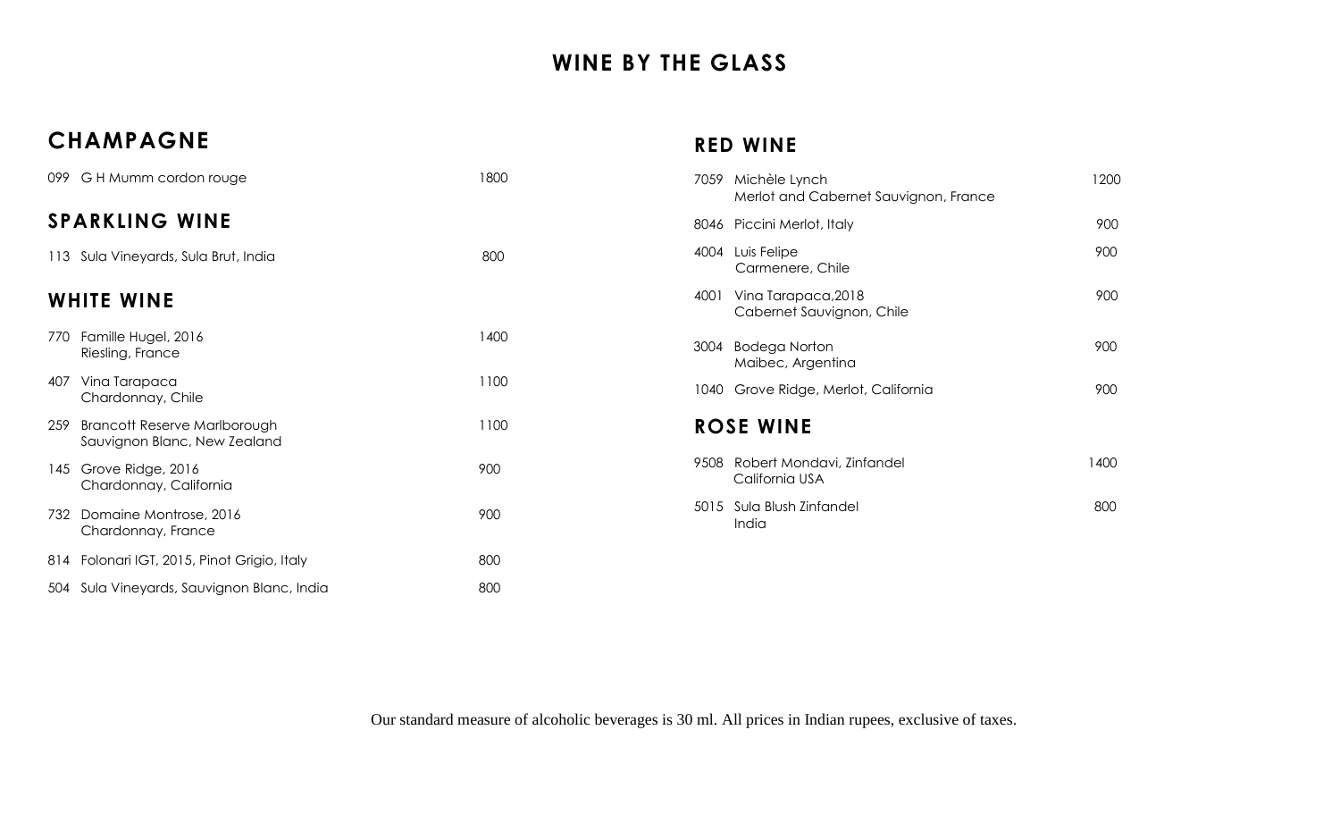# WINE BY THE GLASS

## CHAMPAGNE

| | | |
|---|---|---|
| 099 | G H Mumm cordon rouge | 1800 |

## SPARKLING WINE

| | | |
|---|---|---|
| 113 | Sula Vineyards, Sula Brut, India | 800 |

## WHITE WINE

| | | |
|---|---|---|
| 770 | Famille Hugel, 2016<br>Riesling, France | 1400 |
| 407 | Vina Tarapaca<br>Chardonnay, Chile | 1100 |
| 259 | Brancott Reserve Marlborough<br>Sauvignon Blanc, New Zealand | 1100 |
| 145 | Grove Ridge, 2016<br>Chardonnay, California | 900 |
| 732 | Domaine Montrose, 2016<br>Chardonnay, France | 900 |
| 814 | Folonari IGT, 2015, Pinot Grigio, Italy | 800 |
| 504 | Sula Vineyards, Sauvignon Blanc, India | 800 |

## RED WINE

| | | |
|---|---|---|
| 7059 | Michèle Lynch<br>Merlot and Cabernet Sauvignon, France | 1200 |
| 8046 | Piccini Merlot, Italy | 900 |
| 4004 | Luis Felipe<br>Carmenere, Chile | 900 |
| 4001 | Vina Tarapaca,2018<br>Cabernet Sauvignon, Chile | 900 |
| 3004 | Bodega Norton<br>Maibec, Argentina | 900 |
| 1040 | Grove Ridge, Merlot, California | 900 |

## ROSE WINE

| | | |
|---|---|---|
| 9508 | Robert Mondavi, Zinfandel<br>California USA | 1400 |
| 5015 | Sula Blush Zinfandel<br>India | 800 |

Our standard measure of alcoholic beverages is 30 ml. All prices in Indian rupees, exclusive of taxes.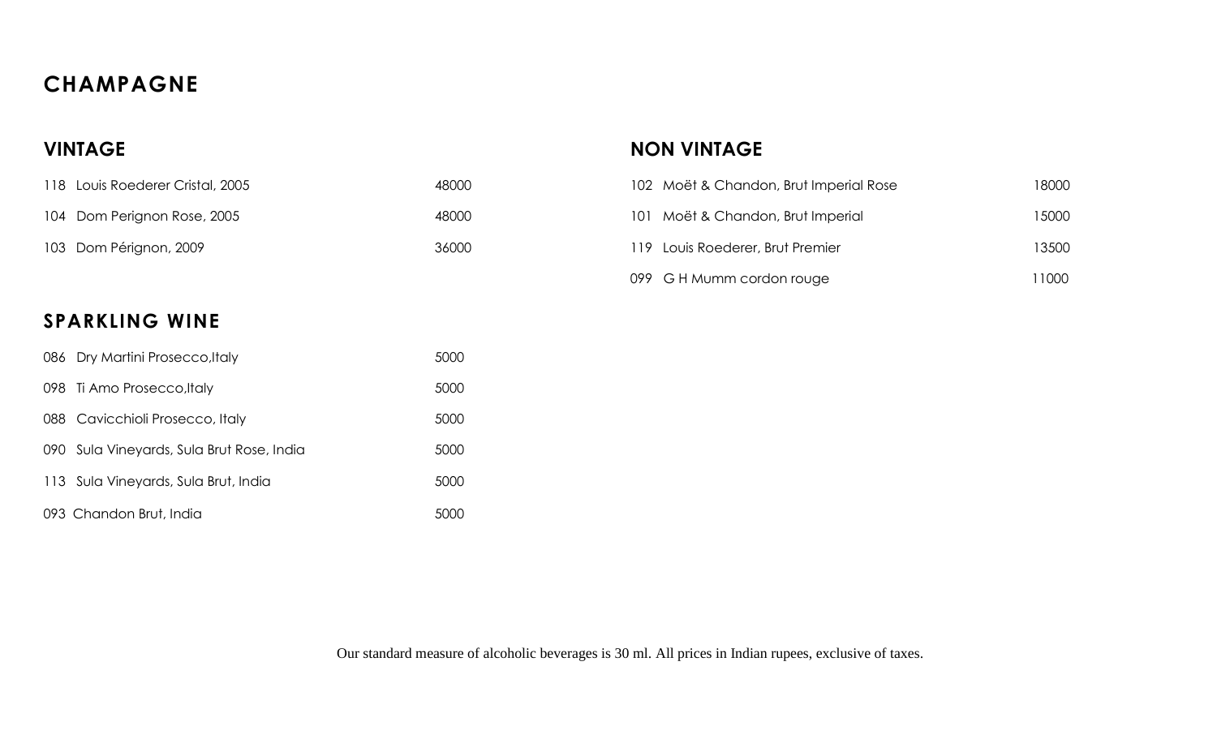# CHAMPAGNE

## VINTAGE

| | | |
|---|---|---|
| 118 | Louis Roederer Cristal, 2005 | 48000 |
| 104 | Dom Perignon Rose, 2005 | 48000 |
| 103 | Dom Pérignon, 2009 | 36000 |

## NON VINTAGE

| | | |
|---|---|---|
| 102 | Moët & Chandon, Brut Imperial Rose | 18000 |
| 101 | Moët & Chandon, Brut Imperial | 15000 |
| 119 | Louis Roederer, Brut Premier | 13500 |
| 099 | G H Mumm cordon rouge | 11000 |

# SPARKLING WINE

| | | |
|---|---|---|
| 086 | Dry Martini Prosecco,Italy | 5000 |
| 098 | Ti Amo Prosecco,Italy | 5000 |
| 088 | Cavicchioli Prosecco, Italy | 5000 |
| 090 | Sula Vineyards, Sula Brut Rose, India | 5000 |
| 113 | Sula Vineyards, Sula Brut, India | 5000 |
| 093 | Chandon Brut, India | 5000 |

Our standard measure of alcoholic beverages is 30 ml. All prices in Indian rupees, exclusive of taxes.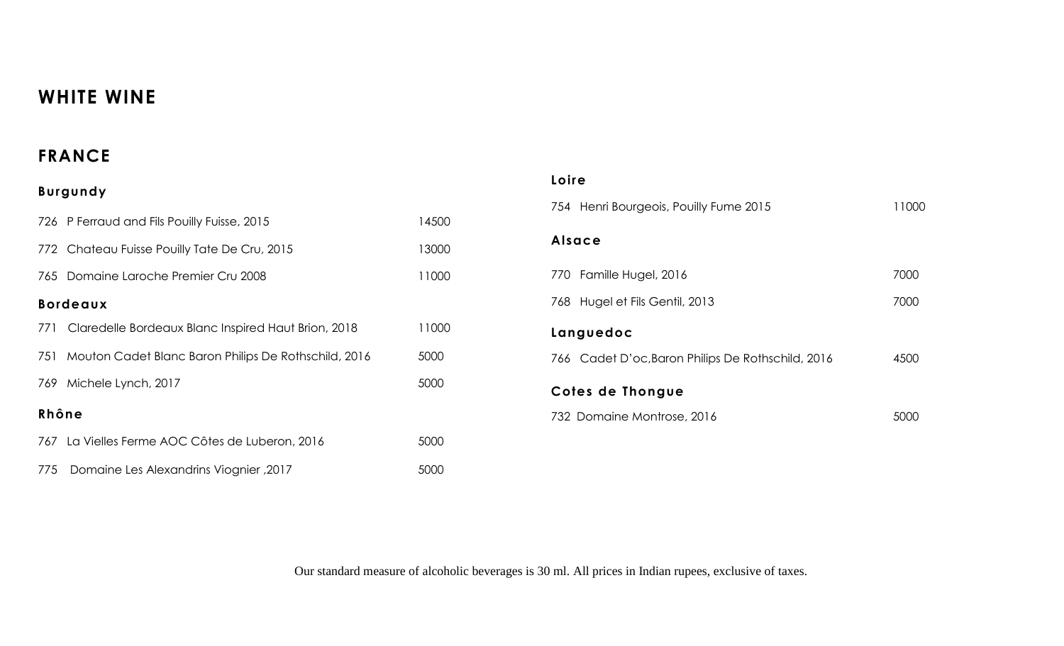# WHITE WINE

## FRANCE

### Burgundy

| No. | Wine | Price |
|---|---|---|
| 726 | P Ferraud and Fils Pouilly Fuisse, 2015 | 14500 |
| 772 | Chateau Fuisse Pouilly Tate De Cru, 2015 | 13000 |
| 765 | Domaine Laroche Premier Cru 2008 | 11000 |

### Bordeaux

| No. | Wine | Price |
|---|---|---|
| 771 | Claredelle Bordeaux Blanc Inspired Haut Brion, 2018 | 11000 |
| 751 | Mouton Cadet Blanc Baron Philips De Rothschild, 2016 | 5000 |
| 769 | Michele Lynch, 2017 | 5000 |

### Rhône

| No. | Wine | Price |
|---|---|---|
| 767 | La Vielles Ferme AOC Côtes de Luberon, 2016 | 5000 |
| 775 | Domaine Les Alexandrins Viognier ,2017 | 5000 |

### Loire

| No. | Wine | Price |
|---|---|---|
| 754 | Henri Bourgeois, Pouilly Fume 2015 | 11000 |

### Alsace

| No. | Wine | Price |
|---|---|---|
| 770 | Famille Hugel, 2016 | 7000 |
| 768 | Hugel et Fils Gentil, 2013 | 7000 |

### Languedoc

| No. | Wine | Price |
|---|---|---|
| 766 | Cadet D'oc,Baron Philips De Rothschild, 2016 | 4500 |

### Cotes de Thongue

| No. | Wine | Price |
|---|---|---|
| 732 | Domaine Montrose, 2016 | 5000 |

Our standard measure of alcoholic beverages is 30 ml. All prices in Indian rupees, exclusive of taxes.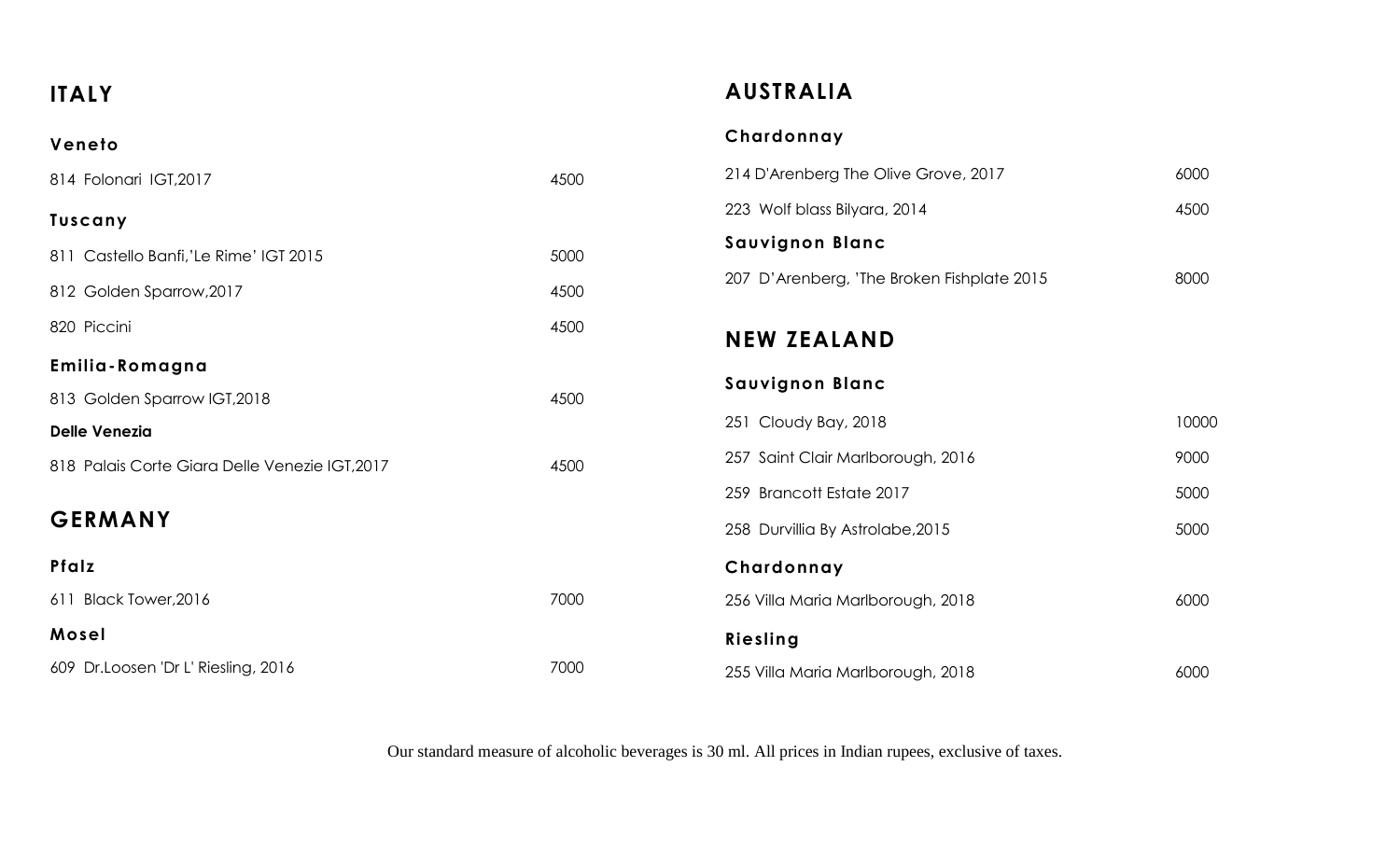# ITALY

### Veneto

| | |
|---|---|
| 814 Folonari IGT,2017 | 4500 |

### Tuscany

| | |
|---|---|
| 811 Castello Banfi,'Le Rime' IGT 2015 | 5000 |
| 812 Golden Sparrow,2017 | 4500 |
| 820 Piccini | 4500 |

### Emilia-Romagna

| | |
|---|---|
| 813 Golden Sparrow IGT,2018 | 4500 |

### Delle Venezia

| | |
|---|---|
| 818 Palais Corte Giara Delle Venezie IGT,2017 | 4500 |

# GERMANY

### Pfalz

| | |
|---|---|
| 611 Black Tower,2016 | 7000 |

### Mosel

| | |
|---|---|
| 609 Dr.Loosen 'Dr L' Riesling, 2016 | 7000 |

# AUSTRALIA

### Chardonnay

| | |
|---|---|
| 214 D'Arenberg The Olive Grove, 2017 | 6000 |
| 223 Wolf blass Bilyara, 2014 | 4500 |

### Sauvignon Blanc

| | |
|---|---|
| 207 D'Arenberg, 'The Broken Fishplate 2015 | 8000 |

# NEW ZEALAND

### Sauvignon Blanc

| | |
|---|---|
| 251 Cloudy Bay, 2018 | 10000 |
| 257 Saint Clair Marlborough, 2016 | 9000 |
| 259 Brancott Estate 2017 | 5000 |
| 258 Durvillia By Astrolabe,2015 | 5000 |

### Chardonnay

| | |
|---|---|
| 256 Villa Maria Marlborough, 2018 | 6000 |

### Riesling

| | |
|---|---|
| 255 Villa Maria Marlborough, 2018 | 6000 |

Our standard measure of alcoholic beverages is 30 ml. All prices in Indian rupees, exclusive of taxes.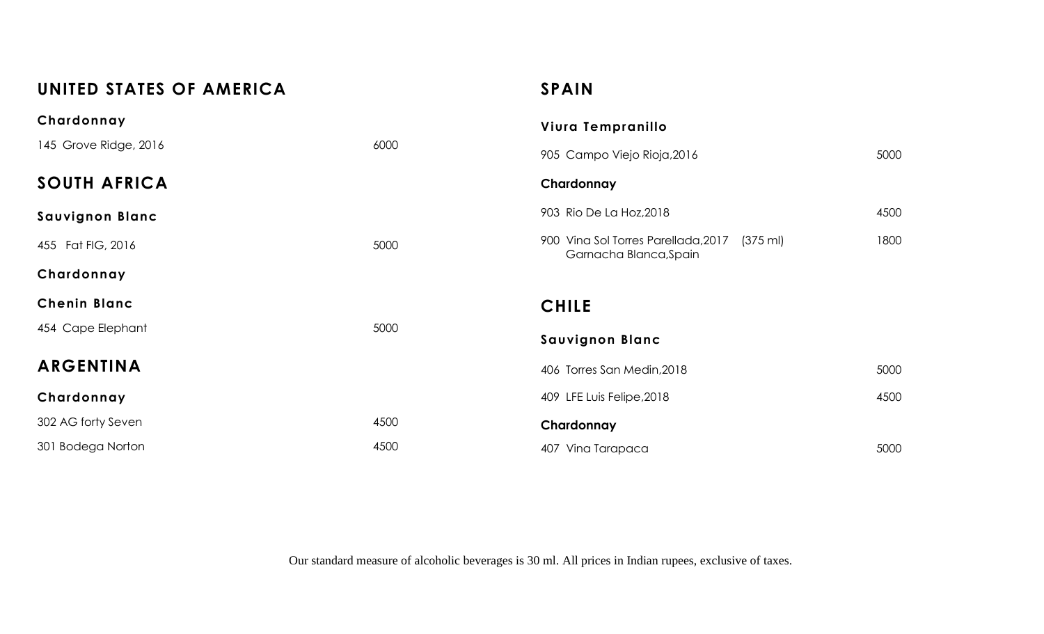## UNITED STATES OF AMERICA

### Chardonnay

145 Grove Ridge, 2016 — 6000

## SOUTH AFRICA

### Sauvignon Blanc

455 Fat FIG, 2016 — 5000

### Chardonnay

### Chenin Blanc

454 Cape Elephant — 5000

## ARGENTINA

### Chardonnay

302 AG forty Seven — 4500

301 Bodega Norton — 4500

## SPAIN

### Viura Tempranillo

905 Campo Viejo Rioja,2016 — 5000

### Chardonnay

903 Rio De La Hoz,2018 — 4500

900 Vina Sol Torres Parellada,2017 (375 ml) — 1800
Garnacha Blanca,Spain

## CHILE

### Sauvignon Blanc

406 Torres San Medin,2018 — 5000

409 LFE Luis Felipe,2018 — 4500

### Chardonnay

407 Vina Tarapaca — 5000

Our standard measure of alcoholic beverages is 30 ml. All prices in Indian rupees, exclusive of taxes.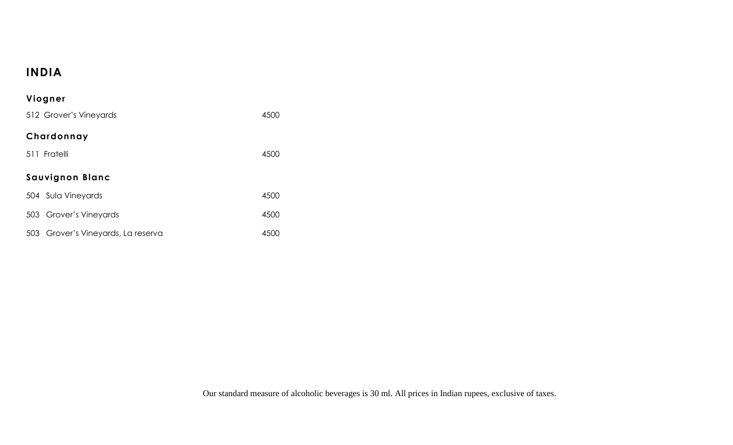# INDIA

## Viogner

512 Grover's Vineyards 4500

## Chardonnay

511 Fratelli 4500

## Sauvignon Blanc

504 Sula Vineyards 4500

503 Grover's Vineyards 4500

503 Grover's Vineyards, La reserva 4500

Our standard measure of alcoholic beverages is 30 ml. All prices in Indian rupees, exclusive of taxes.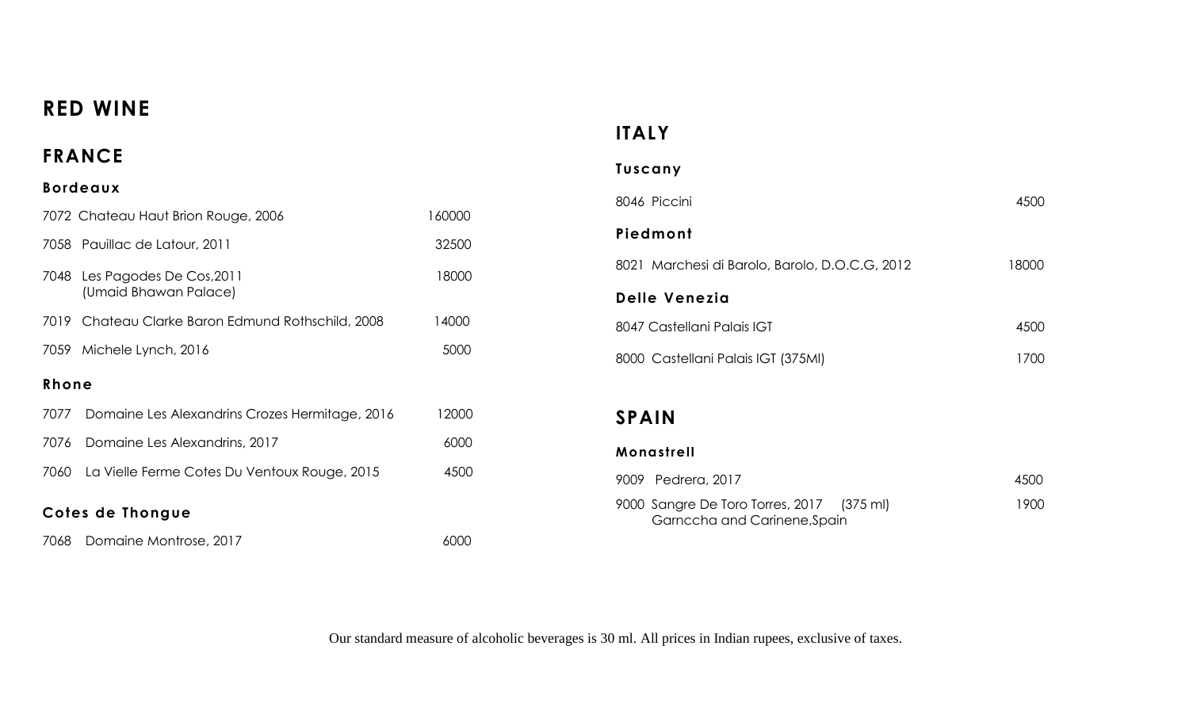# RED WINE

## FRANCE

### Bordeaux

| | | |
|---|---|---|
| 7072 | Chateau Haut Brion Rouge, 2006 | 160000 |
| 7058 | Pauillac de Latour, 2011 | 32500 |
| 7048 | Les Pagodes De Cos,2011 (Umaid Bhawan Palace) | 18000 |
| 7019 | Chateau Clarke Baron Edmund Rothschild, 2008 | 14000 |
| 7059 | Michele Lynch, 2016 | 5000 |

### Rhone

| | | |
|---|---|---|
| 7077 | Domaine Les Alexandrins Crozes Hermitage, 2016 | 12000 |
| 7076 | Domaine Les Alexandrins, 2017 | 6000 |
| 7060 | La Vielle Ferme Cotes Du Ventoux Rouge, 2015 | 4500 |

### Cotes de Thongue

| | | |
|---|---|---|
| 7068 | Domaine Montrose, 2017 | 6000 |

## ITALY

### Tuscany

| | | |
|---|---|---|
| 8046 | Piccini | 4500 |

### Piedmont

| | | |
|---|---|---|
| 8021 | Marchesi di Barolo, Barolo, D.O.C.G, 2012 | 18000 |

### Delle Venezia

| | | |
|---|---|---|
| 8047 | Castellani Palais IGT | 4500 |
| 8000 | Castellani Palais IGT (375Ml) | 1700 |

## SPAIN

### Monastrell

| | | |
|---|---|---|
| 9009 | Pedrera, 2017 | 4500 |
| 9000 | Sangre De Toro Torres, 2017 (375 ml) Garnccha and Carinene,Spain | 1900 |

Our standard measure of alcoholic beverages is 30 ml. All prices in Indian rupees, exclusive of taxes.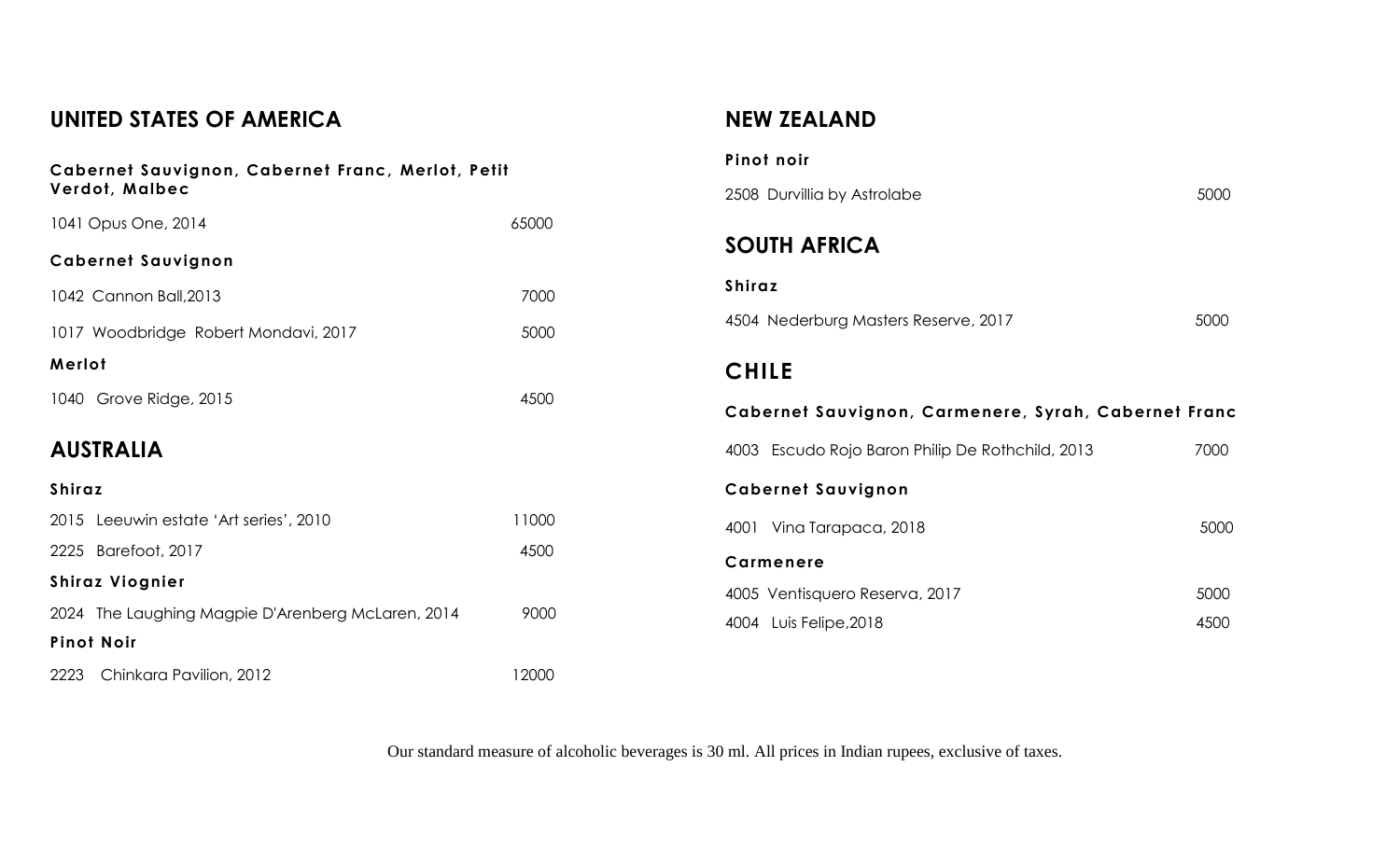## UNITED STATES OF AMERICA

**Cabernet Sauvignon, Cabernet Franc, Merlot, Petit Verdot, Malbec**

1041 Opus One, 2014 — 65000

**Cabernet Sauvignon**

1042 Cannon Ball,2013 — 7000

1017 Woodbridge Robert Mondavi, 2017 — 5000

**Merlot**

1040 Grove Ridge, 2015 — 4500

## AUSTRALIA

**Shiraz**

2015 Leeuwin estate 'Art series', 2010 — 11000

2225 Barefoot, 2017 — 4500

**Shiraz Viognier**

2024 The Laughing Magpie D'Arenberg McLaren, 2014 — 9000

**Pinot Noir**

2223 Chinkara Pavilion, 2012 — 12000

## NEW ZEALAND

**Pinot noir**

2508 Durvillia by Astrolabe — 5000

## SOUTH AFRICA

**Shiraz**

4504 Nederburg Masters Reserve, 2017 — 5000

## CHILE

**Cabernet Sauvignon, Carmenere, Syrah, Cabernet Franc**

4003 Escudo Rojo Baron Philip De Rothchild, 2013 — 7000

**Cabernet Sauvignon**

4001 Vina Tarapaca, 2018 — 5000

**Carmenere**

4005 Ventisquero Reserva, 2017 — 5000

4004 Luis Felipe,2018 — 4500

Our standard measure of alcoholic beverages is 30 ml. All prices in Indian rupees, exclusive of taxes.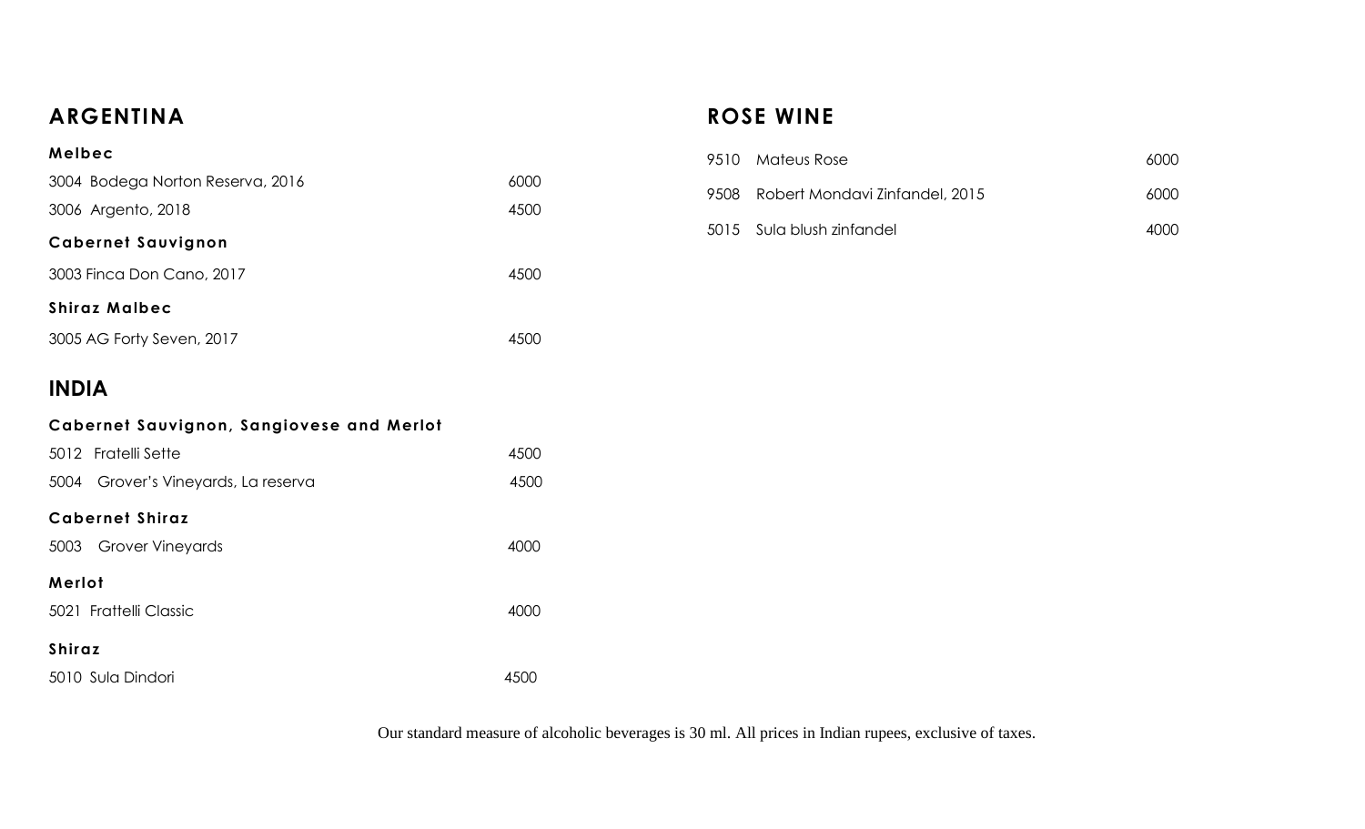## ARGENTINA

### Melbec

| | |
|---|---|
| 3004 Bodega Norton Reserva, 2016 | 6000 |
| 3006 Argento, 2018 | 4500 |

### Cabernet Sauvignon

| | |
|---|---|
| 3003 Finca Don Cano, 2017 | 4500 |

### Shiraz Malbec

| | |
|---|---|
| 3005 AG Forty Seven, 2017 | 4500 |

## INDIA

### Cabernet Sauvignon, Sangiovese and Merlot

| | |
|---|---|
| 5012 Fratelli Sette | 4500 |
| 5004 Grover's Vineyards, La reserva | 4500 |

### Cabernet Shiraz

| | |
|---|---|
| 5003 Grover Vineyards | 4000 |

### Merlot

| | |
|---|---|
| 5021 Frattelli Classic | 4000 |

### Shiraz

| | |
|---|---|
| 5010 Sula Dindori | 4500 |

## ROSE WINE

| | | |
|---|---|---|
| 9510 | Mateus Rose | 6000 |
| 9508 | Robert Mondavi Zinfandel, 2015 | 6000 |
| 5015 | Sula blush zinfandel | 4000 |

Our standard measure of alcoholic beverages is 30 ml. All prices in Indian rupees, exclusive of taxes.